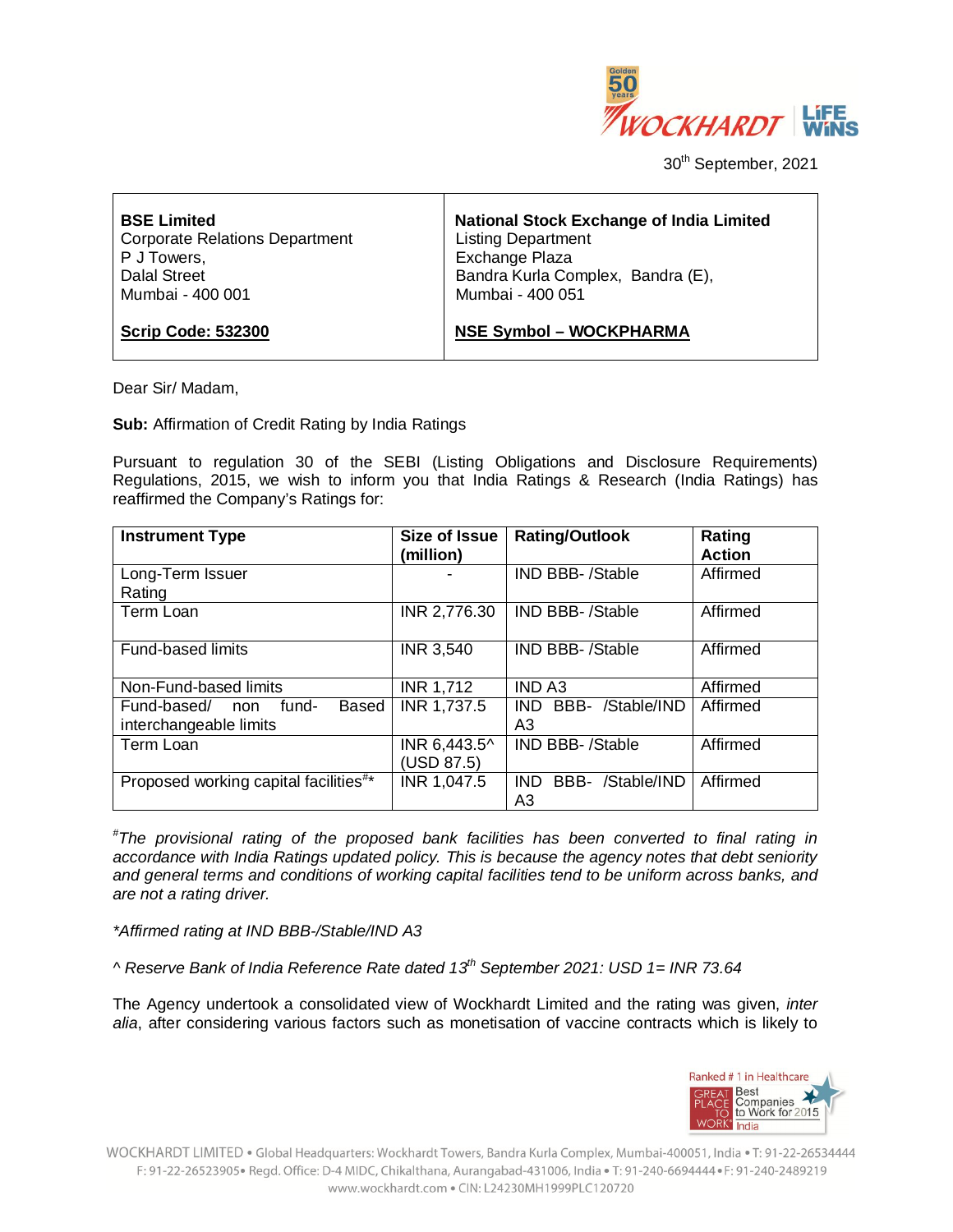30th September, 2021

| **BSE Limited**<br>Corporate Relations Department<br>P J Towers,<br>Dalal Street<br>Mumbai - 400 001<br><br>**Scrip Code: 532300** | **National Stock Exchange of India Limited**<br>Listing Department<br>Exchange Plaza<br>Bandra Kurla Complex, Bandra (E),<br>Mumbai - 400 051<br><br>**NSE Symbol – WOCKPHARMA** |
|---|---|

Dear Sir/ Madam,

**Sub:** Affirmation of Credit Rating by India Ratings

Pursuant to regulation 30 of the SEBI (Listing Obligations and Disclosure Requirements) Regulations, 2015, we wish to inform you that India Ratings & Research (India Ratings) has reaffirmed the Company's Ratings for:

| Instrument Type | Size of Issue (million) | Rating/Outlook | Rating Action |
|---|---|---|---|
| Long-Term Issuer Rating | - | IND BBB- /Stable | Affirmed |
| Term Loan | INR 2,776.30 | IND BBB- /Stable | Affirmed |
| Fund-based limits | INR 3,540 | IND BBB- /Stable | Affirmed |
| Non-Fund-based limits | INR 1,712 | IND A3 | Affirmed |
| Fund-based/ non fund- Based interchangeable limits | INR 1,737.5 | IND BBB- /Stable/IND A3 | Affirmed |
| Term Loan | INR 6,443.5^ (USD 87.5) | IND BBB- /Stable | Affirmed |
| Proposed working capital facilities#* | INR 1,047.5 | IND BBB- /Stable/IND A3 | Affirmed |

*#The provisional rating of the proposed bank facilities has been converted to final rating in accordance with India Ratings updated policy. This is because the agency notes that debt seniority and general terms and conditions of working capital facilities tend to be uniform across banks, and are not a rating driver.*

*\*Affirmed rating at IND BBB-/Stable/IND A3*

*^ Reserve Bank of India Reference Rate dated 13th September 2021: USD 1= INR 73.64*

The Agency undertook a consolidated view of Wockhardt Limited and the rating was given, *inter alia*, after considering various factors such as monetisation of vaccine contracts which is likely to

WOCKHARDT LIMITED • Global Headquarters: Wockhardt Towers, Bandra Kurla Complex, Mumbai-400051, India • T: 91-22-26534444 F: 91-22-26523905• Regd. Office: D-4 MIDC, Chikalthana, Aurangabad-431006, India • T: 91-240-6694444 • F: 91-240-2489219 www.wockhardt.com • CIN: L24230MH1999PLC120720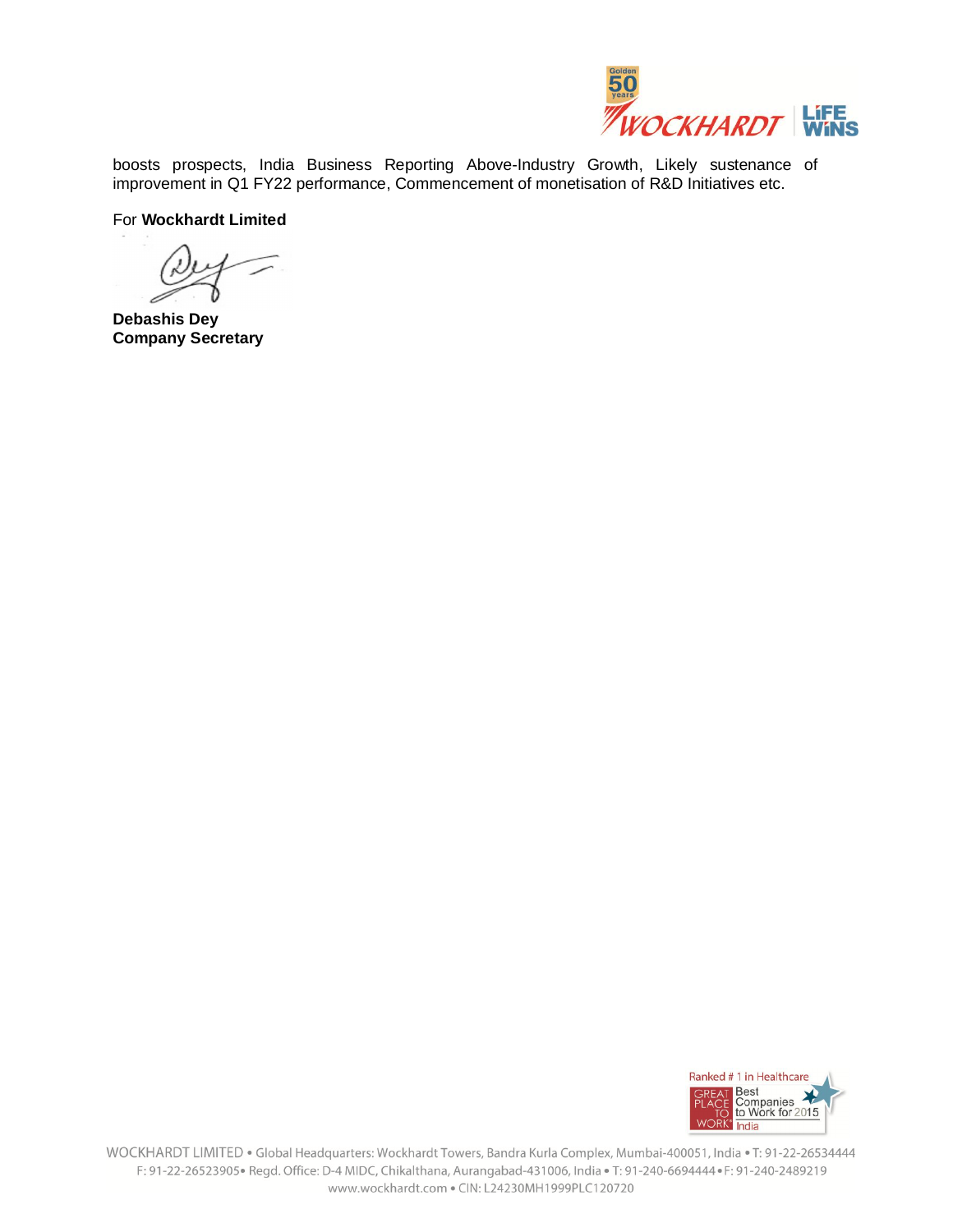boosts prospects, India Business Reporting Above-Industry Growth, Likely sustenance of improvement in Q1 FY22 performance, Commencement of monetisation of R&D Initiatives etc.

For **Wockhardt Limited**

**Debashis Dey**
**Company Secretary**